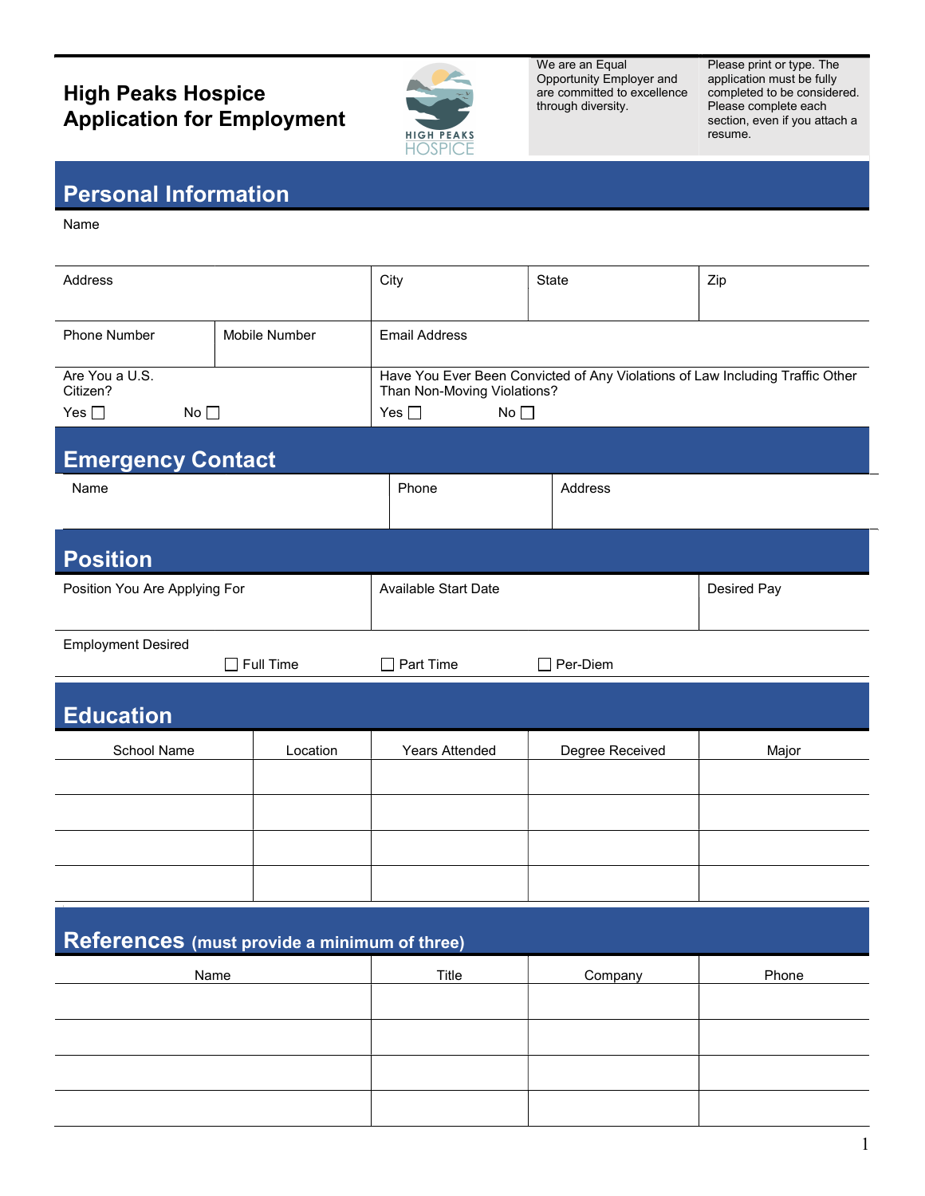# High Peaks Hospice
# Application for Employment

HIGH PEAKS HOSPICE

We are an Equal Opportunity Employer and are committed to excellence through diversity.

Please print or type. The application must be fully completed to be considered. Please complete each section, even if you attach a resume.

## Personal Information

Name

| Address | City | State | Zip |
|---|---|---|---|
| | | | |

| Phone Number | Mobile Number | Email Address |
|---|---|---|
| | | |

| Are You a U.S. Citizen? | Have You Ever Been Convicted of Any Violations of Law Including Traffic Other Than Non-Moving Violations? |
|---|---|
| Yes ☐ No ☐ | Yes ☐ No ☐ |

## Emergency Contact

| Name | Phone | Address |
|---|---|---|
| | | |

## Position

| Position You Are Applying For | Available Start Date | Desired Pay |
|---|---|---|
| | | |

Employment Desired

☐ Full Time ☐ Part Time ☐ Per-Diem

## Education

| School Name | Location | Years Attended | Degree Received | Major |
|---|---|---|---|---|
| | | | | |
| | | | | |
| | | | | |
| | | | | |

## References (must provide a minimum of three)

| Name | Title | Company | Phone |
|---|---|---|---|
| | | | |
| | | | |
| | | | |
| | | | |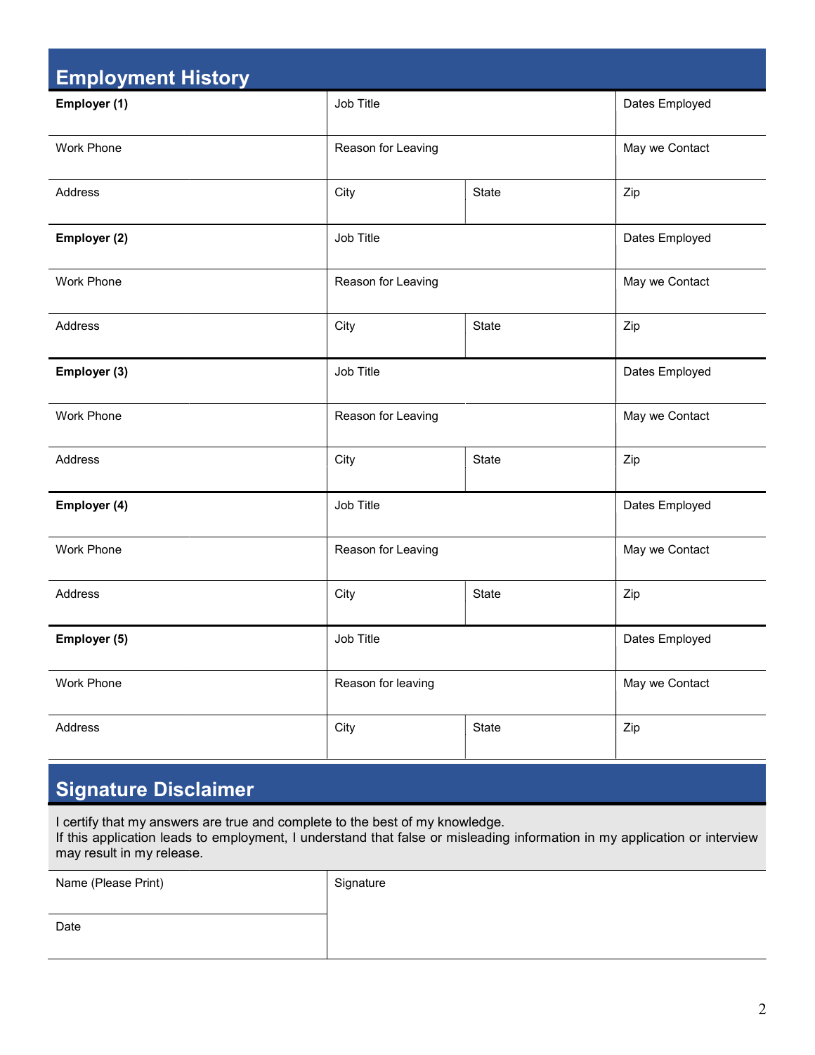## Employment History

| | | | |
|---|---|---|---|
| **Employer (1)** | Job Title | | Dates Employed |
| Work Phone | Reason for Leaving | | May we Contact |
| Address | City | State | Zip |
| **Employer (2)** | Job Title | | Dates Employed |
| Work Phone | Reason for Leaving | | May we Contact |
| Address | City | State | Zip |
| **Employer (3)** | Job Title | | Dates Employed |
| Work Phone | Reason for Leaving | | May we Contact |
| Address | City | State | Zip |
| **Employer (4)** | Job Title | | Dates Employed |
| Work Phone | Reason for Leaving | | May we Contact |
| Address | City | State | Zip |
| **Employer (5)** | Job Title | | Dates Employed |
| Work Phone | Reason for leaving | | May we Contact |
| Address | City | State | Zip |

## Signature Disclaimer

I certify that my answers are true and complete to the best of my knowledge.
If this application leads to employment, I understand that false or misleading information in my application or interview may result in my release.

| | |
|---|---|
| Name (Please Print) | Signature |
| Date | |